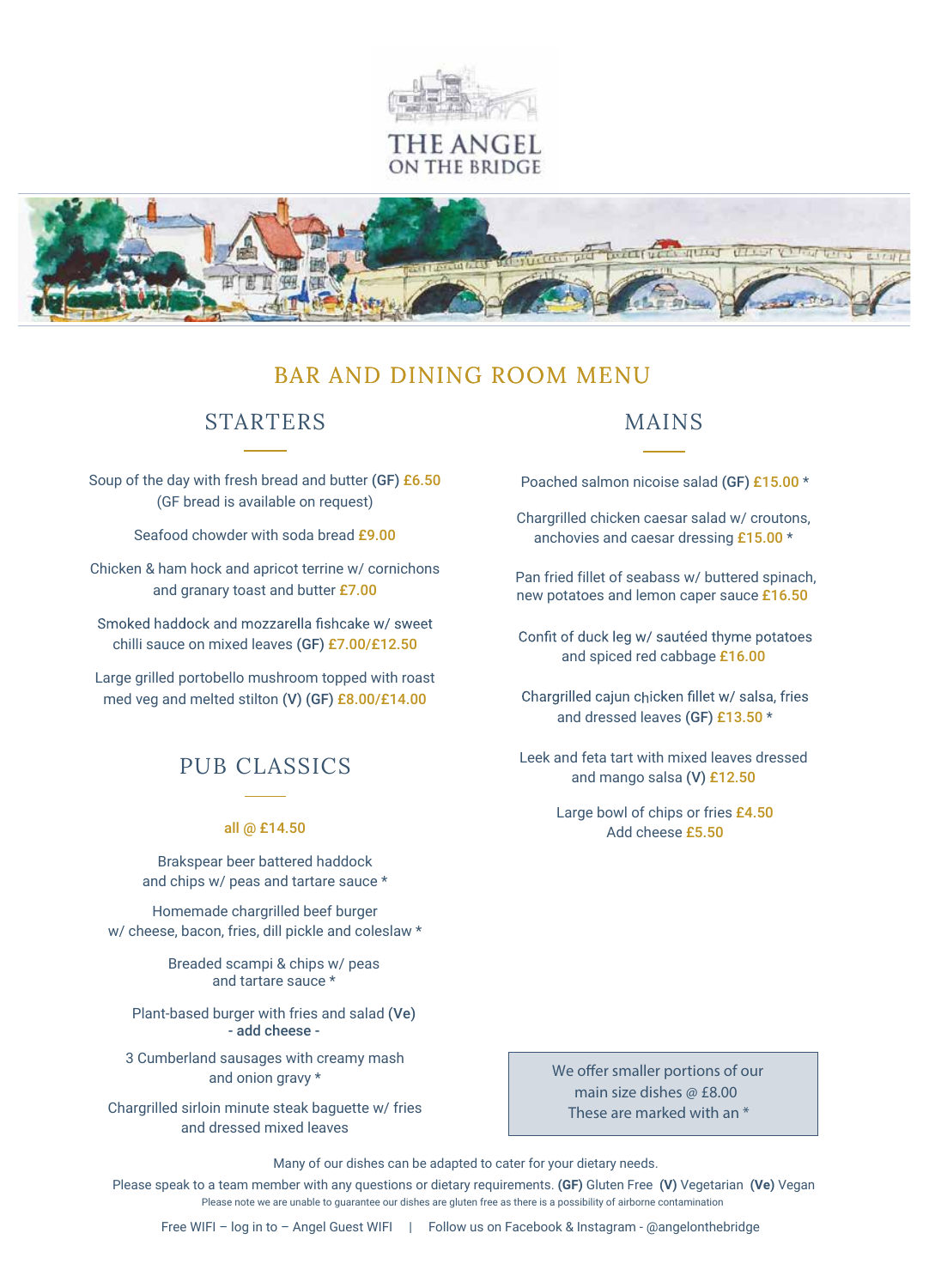# THE ANGEL ON THE BRIDGE

## BAR AND DINING ROOM MENU

### STARTERS

Soup of the day with fresh bread and butter **(GF)** £6.50
(GF bread is available on request)

Seafood chowder with soda bread £9.00

Chicken & ham hock and apricot terrine w/ cornichons and granary toast and butter £7.00

Smoked haddock and mozzarella fishcake w/ sweet chilli sauce on mixed leaves **(GF)** £7.00/£12.50

Large grilled portobello mushroom topped with roast med veg and melted stilton **(V)** **(GF)** £8.00/£14.00

### PUB CLASSICS

all @ £14.50

Brakspear beer battered haddock and chips w/ peas and tartare sauce *

Homemade chargrilled beef burger w/ cheese, bacon, fries, dill pickle and coleslaw *

Breaded scampi & chips w/ peas and tartare sauce *

Plant-based burger with fries and salad **(Ve)**
- add cheese -

3 Cumberland sausages with creamy mash and onion gravy *

Chargrilled sirloin minute steak baguette w/ fries and dressed mixed leaves

### MAINS

Poached salmon nicoise salad **(GF)** £15.00 *

Chargrilled chicken caesar salad w/ croutons, anchovies and caesar dressing £15.00 *

Pan fried fillet of seabass w/ buttered spinach, new potatoes and lemon caper sauce £16.50

Confit of duck leg w/ sautéed thyme potatoes and spiced red cabbage £16.00

Chargrilled cajun chicken fillet w/ salsa, fries and dressed leaves **(GF)** £13.50 *

Leek and feta tart with mixed leaves dressed and mango salsa **(V)** £12.50

Large bowl of chips or fries £4.50
Add cheese £5.50

We offer smaller portions of our main size dishes @ £8.00
These are marked with an *

Many of our dishes can be adapted to cater for your dietary needs.
Please speak to a team member with any questions or dietary requirements. **(GF)** Gluten Free **(V)** Vegetarian **(Ve)** Vegan
Please note we are unable to guarantee our dishes are gluten free as there is a possibility of airborne contamination

Free WIFI – log in to – Angel Guest WIFI | Follow us on Facebook & Instagram - @angelonthebridge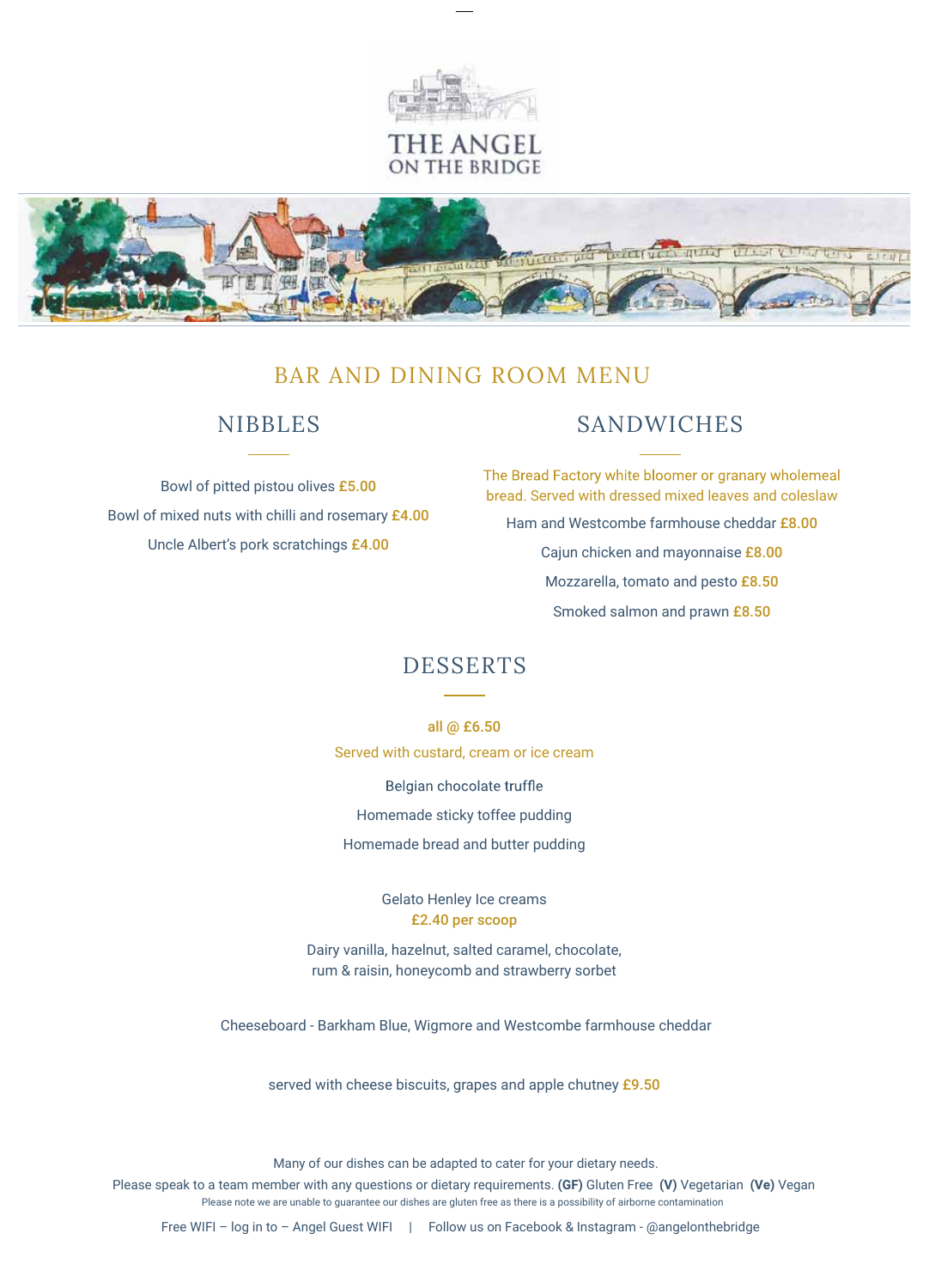THE ANGEL ON THE BRIDGE

# BAR AND DINING ROOM MENU

## NIBBLES

Bowl of pitted pistou olives **£5.00**

Bowl of mixed nuts with chilli and rosemary **£4.00**

Uncle Albert's pork scratchings **£4.00**

## SANDWICHES

The Bread Factory white bloomer or granary wholemeal bread. Served with dressed mixed leaves and coleslaw

Ham and Westcombe farmhouse cheddar **£8.00**

Cajun chicken and mayonnaise **£8.00**

Mozzarella, tomato and pesto **£8.50**

Smoked salmon and prawn **£8.50**

## DESSERTS

**all @ £6.50**

Served with custard, cream or ice cream

Belgian chocolate truffle

Homemade sticky toffee pudding

Homemade bread and butter pudding

Gelato Henley Ice creams
**£2.40 per scoop**

Dairy vanilla, hazelnut, salted caramel, chocolate,
rum & raisin, honeycomb and strawberry sorbet

Cheeseboard - Barkham Blue, Wigmore and Westcombe farmhouse cheddar

served with cheese biscuits, grapes and apple chutney **£9.50**

Many of our dishes can be adapted to cater for your dietary needs.
Please speak to a team member with any questions or dietary requirements. **(GF)** Gluten Free **(V)** Vegetarian **(Ve)** Vegan
Please note we are unable to guarantee our dishes are gluten free as there is a possibility of airborne contamination

Free WIFI – log in to – Angel Guest WIFI | Follow us on Facebook & Instagram - @angelonthebridge